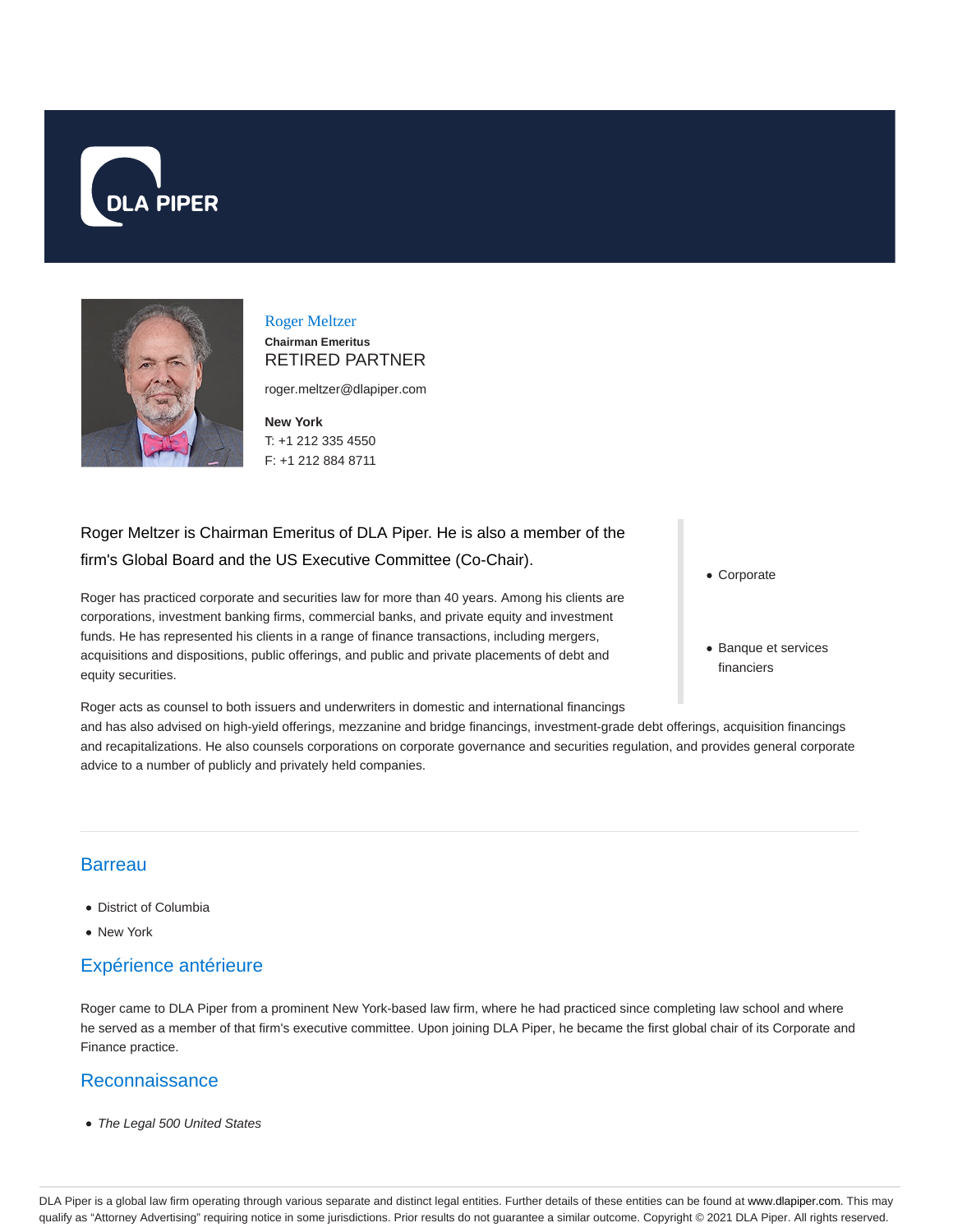# Roger Meltzer

**Chairman Emeritus**

RETIRED PARTNER

roger.meltzer@dlapiper.com

**New York**
T: +1 212 335 4550
F: +1 212 884 8711

Roger Meltzer is Chairman Emeritus of DLA Piper. He is also a member of the firm's Global Board and the US Executive Committee (Co-Chair).

Roger has practiced corporate and securities law for more than 40 years. Among his clients are corporations, investment banking firms, commercial banks, and private equity and investment funds. He has represented his clients in a range of finance transactions, including mergers, acquisitions and dispositions, public offerings, and public and private placements of debt and equity securities.

Roger acts as counsel to both issuers and underwriters in domestic and international financings and has also advised on high-yield offerings, mezzanine and bridge financings, investment-grade debt offerings, acquisition financings and recapitalizations. He also counsels corporations on corporate governance and securities regulation, and provides general corporate advice to a number of publicly and privately held companies.

- Corporate
- Banque et services financiers

## Barreau

- District of Columbia
- New York

## Expérience antérieure

Roger came to DLA Piper from a prominent New York-based law firm, where he had practiced since completing law school and where he served as a member of that firm's executive committee. Upon joining DLA Piper, he became the first global chair of its Corporate and Finance practice.

## Reconnaissance

- *The Legal 500 United States*

DLA Piper is a global law firm operating through various separate and distinct legal entities. Further details of these entities can be found at www.dlapiper.com. This may qualify as "Attorney Advertising" requiring notice in some jurisdictions. Prior results do not guarantee a similar outcome. Copyright © 2021 DLA Piper. All rights reserved.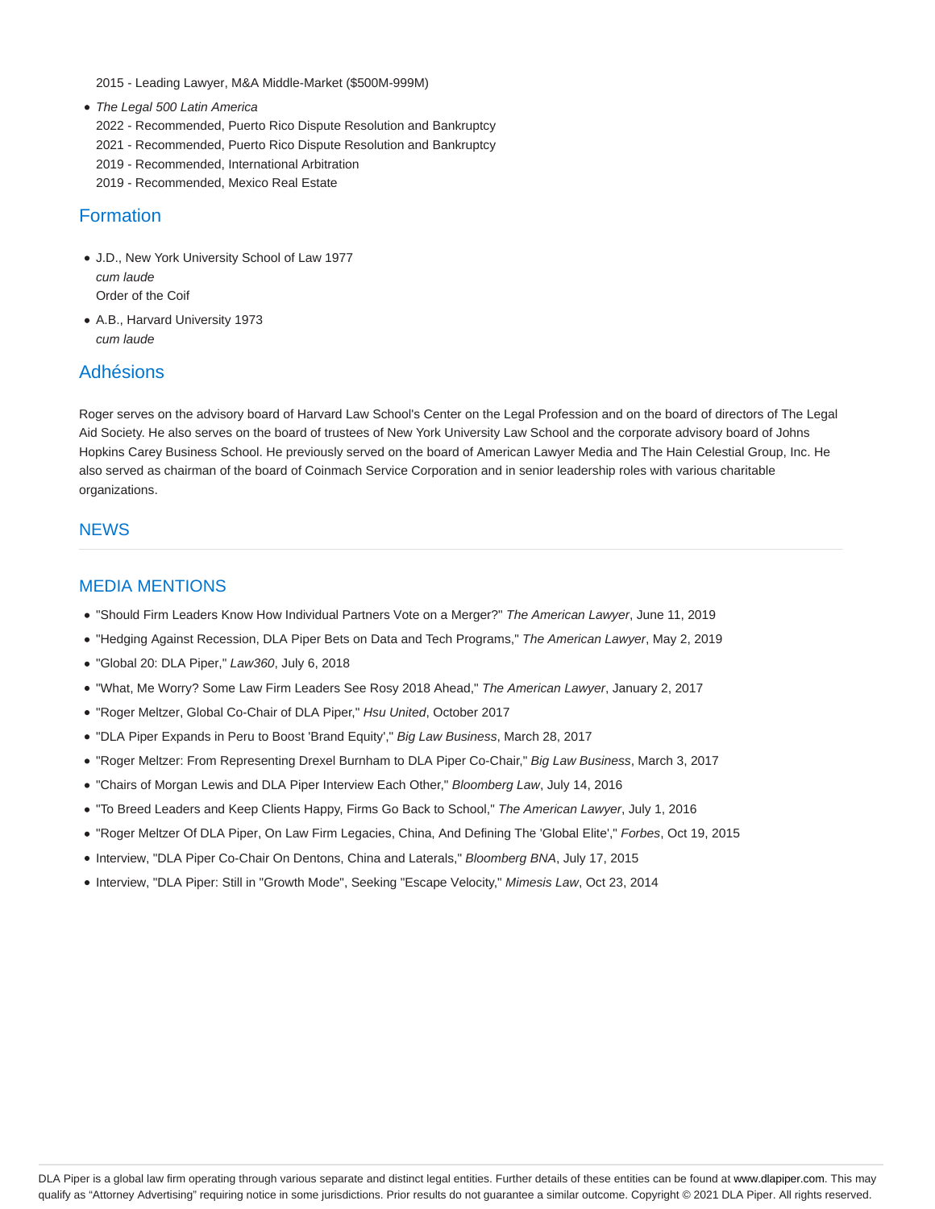2015 - Leading Lawyer, M&A Middle-Market ($500M-999M)

- *The Legal 500 Latin America*
  2022 - Recommended, Puerto Rico Dispute Resolution and Bankruptcy
  2021 - Recommended, Puerto Rico Dispute Resolution and Bankruptcy
  2019 - Recommended, International Arbitration
  2019 - Recommended, Mexico Real Estate

## Formation

- J.D., New York University School of Law 1977
  *cum laude*
  Order of the Coif
- A.B., Harvard University 1973
  *cum laude*

## Adhésions

Roger serves on the advisory board of Harvard Law School's Center on the Legal Profession and on the board of directors of The Legal Aid Society. He also serves on the board of trustees of New York University Law School and the corporate advisory board of Johns Hopkins Carey Business School. He previously served on the board of American Lawyer Media and The Hain Celestial Group, Inc. He also served as chairman of the board of Coinmach Service Corporation and in senior leadership roles with various charitable organizations.

## NEWS

## MEDIA MENTIONS

- "Should Firm Leaders Know How Individual Partners Vote on a Merger?" *The American Lawyer*, June 11, 2019
- "Hedging Against Recession, DLA Piper Bets on Data and Tech Programs," *The American Lawyer*, May 2, 2019
- "Global 20: DLA Piper," *Law360*, July 6, 2018
- "What, Me Worry? Some Law Firm Leaders See Rosy 2018 Ahead," *The American Lawyer*, January 2, 2017
- "Roger Meltzer, Global Co-Chair of DLA Piper," *Hsu United*, October 2017
- "DLA Piper Expands in Peru to Boost 'Brand Equity'," *Big Law Business*, March 28, 2017
- "Roger Meltzer: From Representing Drexel Burnham to DLA Piper Co-Chair," *Big Law Business*, March 3, 2017
- "Chairs of Morgan Lewis and DLA Piper Interview Each Other," *Bloomberg Law*, July 14, 2016
- "To Breed Leaders and Keep Clients Happy, Firms Go Back to School," *The American Lawyer*, July 1, 2016
- "Roger Meltzer Of DLA Piper, On Law Firm Legacies, China, And Defining The 'Global Elite'," *Forbes*, Oct 19, 2015
- Interview, "DLA Piper Co-Chair On Dentons, China and Laterals," *Bloomberg BNA*, July 17, 2015
- Interview, "DLA Piper: Still in "Growth Mode", Seeking "Escape Velocity," *Mimesis Law*, Oct 23, 2014

DLA Piper is a global law firm operating through various separate and distinct legal entities. Further details of these entities can be found at www.dlapiper.com. This may qualify as "Attorney Advertising" requiring notice in some jurisdictions. Prior results do not guarantee a similar outcome. Copyright © 2021 DLA Piper. All rights reserved.